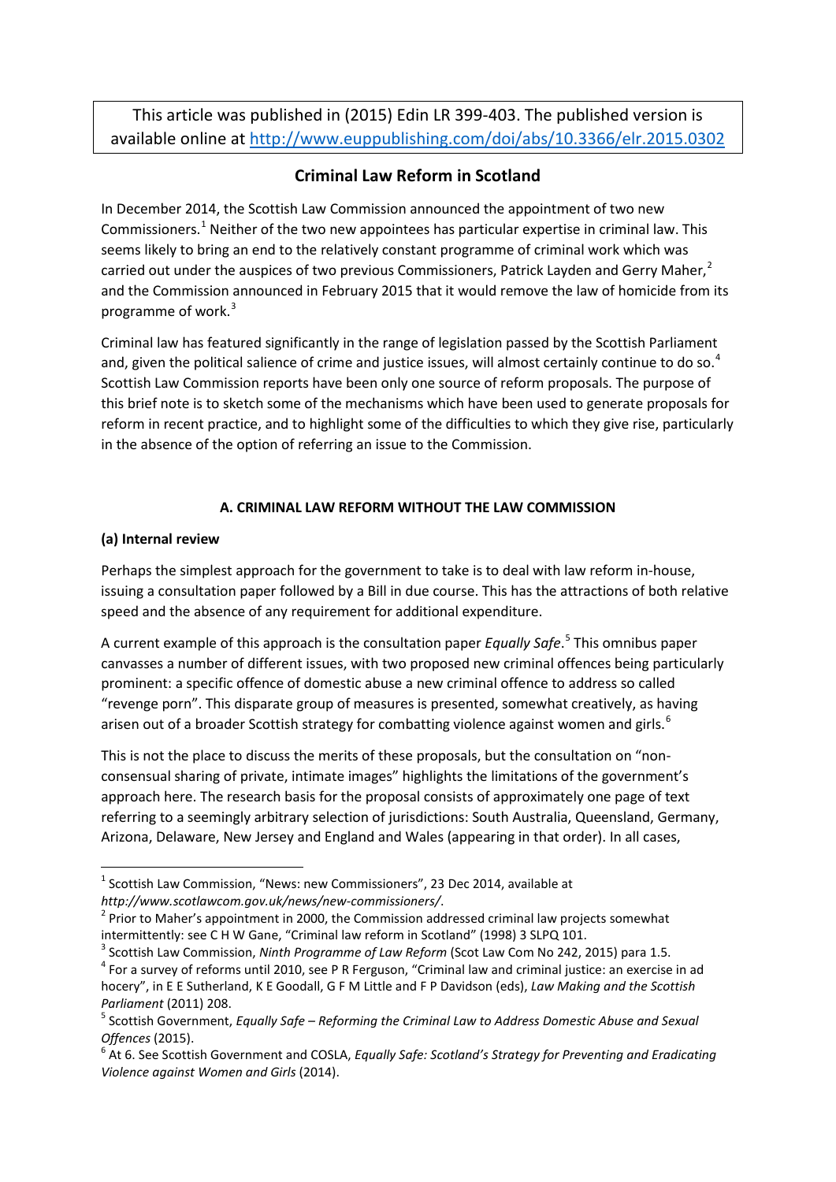This article was published in (2015) Edin LR 399-403. The published version is available online at http://www.euppublishing.com/doi/abs/10.3366/elr.2015.0302

## Criminal Law Reform in Scotland

In December 2014, the Scottish Law Commission announced the appointment of two new Commissioners.[1] Neither of the two new appointees has particular expertise in criminal law. This seems likely to bring an end to the relatively constant programme of criminal work which was carried out under the auspices of two previous Commissioners, Patrick Layden and Gerry Maher,[2] and the Commission announced in February 2015 that it would remove the law of homicide from its programme of work.[3]

Criminal law has featured significantly in the range of legislation passed by the Scottish Parliament and, given the political salience of crime and justice issues, will almost certainly continue to do so.[4] Scottish Law Commission reports have been only one source of reform proposals. The purpose of this brief note is to sketch some of the mechanisms which have been used to generate proposals for reform in recent practice, and to highlight some of the difficulties to which they give rise, particularly in the absence of the option of referring an issue to the Commission.

### A. CRIMINAL LAW REFORM WITHOUT THE LAW COMMISSION

#### (a) Internal review

Perhaps the simplest approach for the government to take is to deal with law reform in-house, issuing a consultation paper followed by a Bill in due course. This has the attractions of both relative speed and the absence of any requirement for additional expenditure.

A current example of this approach is the consultation paper *Equally Safe*.[5] This omnibus paper canvasses a number of different issues, with two proposed new criminal offences being particularly prominent: a specific offence of domestic abuse a new criminal offence to address so called "revenge porn". This disparate group of measures is presented, somewhat creatively, as having arisen out of a broader Scottish strategy for combatting violence against women and girls.[6]

This is not the place to discuss the merits of these proposals, but the consultation on "non-consensual sharing of private, intimate images" highlights the limitations of the government's approach here. The research basis for the proposal consists of approximately one page of text referring to a seemingly arbitrary selection of jurisdictions: South Australia, Queensland, Germany, Arizona, Delaware, New Jersey and England and Wales (appearing in that order). In all cases,

---

[1] Scottish Law Commission, "News: new Commissioners", 23 Dec 2014, available at *http://www.scotlawcom.gov.uk/news/new-commissioners/*.

[2] Prior to Maher's appointment in 2000, the Commission addressed criminal law projects somewhat intermittently: see C H W Gane, "Criminal law reform in Scotland" (1998) 3 SLPQ 101.

[3] Scottish Law Commission, *Ninth Programme of Law Reform* (Scot Law Com No 242, 2015) para 1.5.

[4] For a survey of reforms until 2010, see P R Ferguson, "Criminal law and criminal justice: an exercise in ad hocery", in E E Sutherland, K E Goodall, G F M Little and F P Davidson (eds), *Law Making and the Scottish Parliament* (2011) 208.

[5] Scottish Government, *Equally Safe – Reforming the Criminal Law to Address Domestic Abuse and Sexual Offences* (2015).

[6] At 6. See Scottish Government and COSLA, *Equally Safe: Scotland's Strategy for Preventing and Eradicating Violence against Women and Girls* (2014).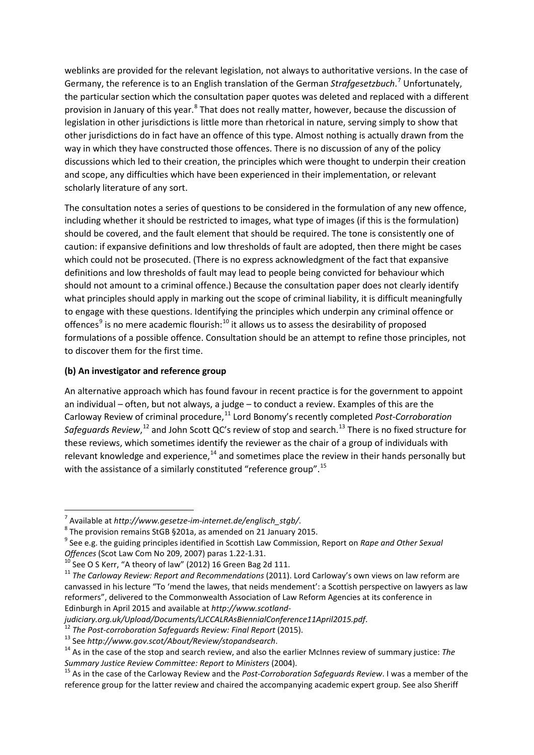weblinks are provided for the relevant legislation, not always to authoritative versions. In the case of Germany, the reference is to an English translation of the German *Strafgesetzbuch*.[7] Unfortunately, the particular section which the consultation paper quotes was deleted and replaced with a different provision in January of this year.[8] That does not really matter, however, because the discussion of legislation in other jurisdictions is little more than rhetorical in nature, serving simply to show that other jurisdictions do in fact have an offence of this type. Almost nothing is actually drawn from the way in which they have constructed those offences. There is no discussion of any of the policy discussions which led to their creation, the principles which were thought to underpin their creation and scope, any difficulties which have been experienced in their implementation, or relevant scholarly literature of any sort.

The consultation notes a series of questions to be considered in the formulation of any new offence, including whether it should be restricted to images, what type of images (if this is the formulation) should be covered, and the fault element that should be required. The tone is consistently one of caution: if expansive definitions and low thresholds of fault are adopted, then there might be cases which could not be prosecuted. (There is no express acknowledgment of the fact that expansive definitions and low thresholds of fault may lead to people being convicted for behaviour which should not amount to a criminal offence.) Because the consultation paper does not clearly identify what principles should apply in marking out the scope of criminal liability, it is difficult meaningfully to engage with these questions. Identifying the principles which underpin any criminal offence or offences[9] is no mere academic flourish:[10] it allows us to assess the desirability of proposed formulations of a possible offence. Consultation should be an attempt to refine those principles, not to discover them for the first time.

### (b) An investigator and reference group

An alternative approach which has found favour in recent practice is for the government to appoint an individual – often, but not always, a judge – to conduct a review. Examples of this are the Carloway Review of criminal procedure,[11] Lord Bonomy's recently completed *Post-Corroboration Safeguards Review*,[12] and John Scott QC's review of stop and search.[13] There is no fixed structure for these reviews, which sometimes identify the reviewer as the chair of a group of individuals with relevant knowledge and experience,[14] and sometimes place the review in their hands personally but with the assistance of a similarly constituted "reference group".[15]

---

[7] Available at *http://www.gesetze-im-internet.de/englisch_stgb/*.

[8] The provision remains StGB §201a, as amended on 21 January 2015.

[9] See e.g. the guiding principles identified in Scottish Law Commission, Report on *Rape and Other Sexual Offences* (Scot Law Com No 209, 2007) paras 1.22-1.31.

[10] See O S Kerr, "A theory of law" (2012) 16 Green Bag 2d 111.

[11] *The Carloway Review: Report and Recommendations* (2011). Lord Carloway's own views on law reform are canvassed in his lecture "To 'mend the lawes, that neids mendement': a Scottish perspective on lawyers as law reformers", delivered to the Commonwealth Association of Law Reform Agencies at its conference in Edinburgh in April 2015 and available at *http://www.scotland-judiciary.org.uk/Upload/Documents/LJCCALRAsBiennialConference11April2015.pdf*.

[12] *The Post-corroboration Safeguards Review: Final Report* (2015).

[13] See *http://www.gov.scot/About/Review/stopandsearch*.

[14] As in the case of the stop and search review, and also the earlier McInnes review of summary justice: *The Summary Justice Review Committee: Report to Ministers* (2004).

[15] As in the case of the Carloway Review and the *Post-Corroboration Safeguards Review*. I was a member of the reference group for the latter review and chaired the accompanying academic expert group. See also Sheriff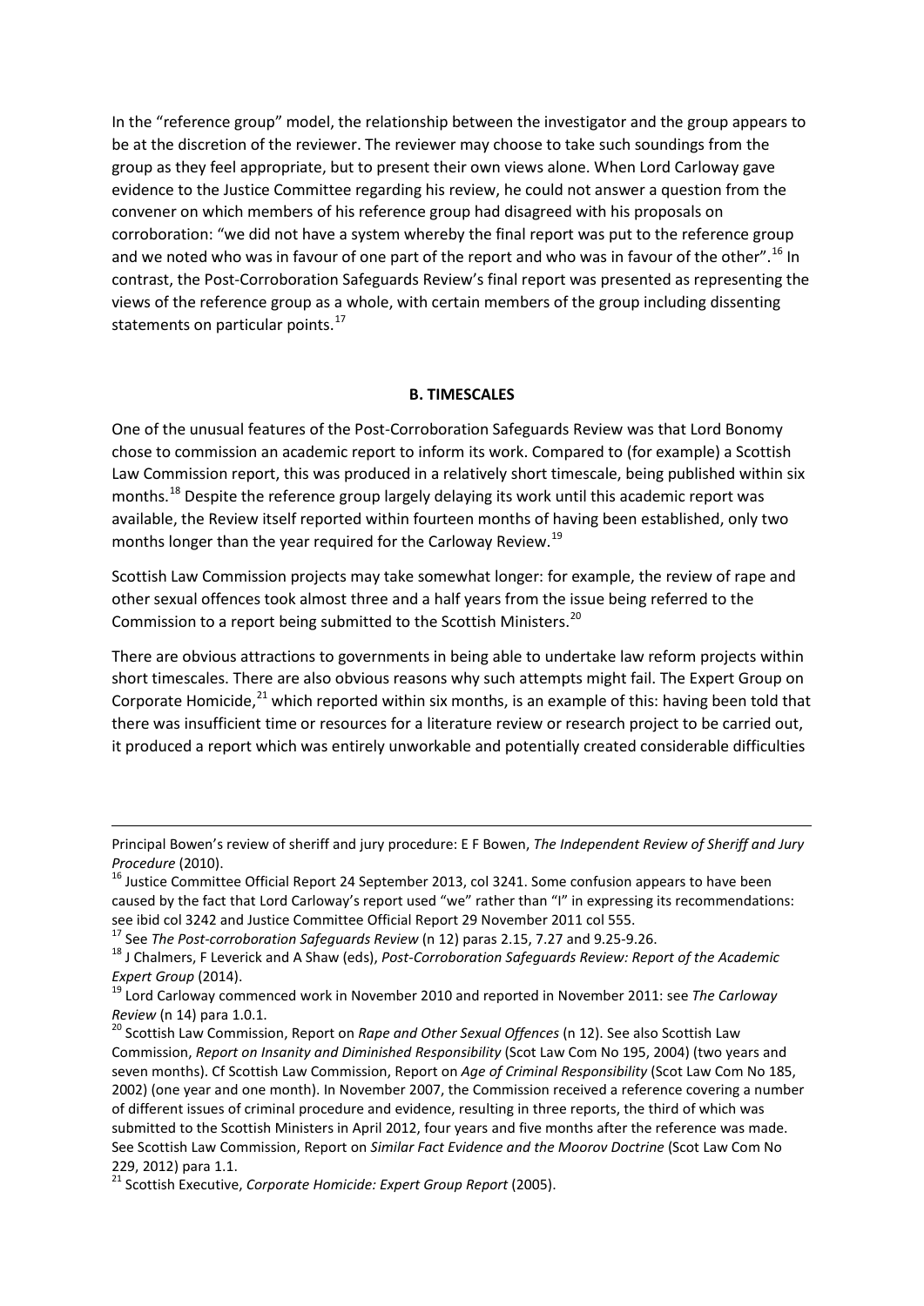In the "reference group" model, the relationship between the investigator and the group appears to be at the discretion of the reviewer. The reviewer may choose to take such soundings from the group as they feel appropriate, but to present their own views alone. When Lord Carloway gave evidence to the Justice Committee regarding his review, he could not answer a question from the convener on which members of his reference group had disagreed with his proposals on corroboration: "we did not have a system whereby the final report was put to the reference group and we noted who was in favour of one part of the report and who was in favour of the other".[16] In contrast, the Post-Corroboration Safeguards Review's final report was presented as representing the views of the reference group as a whole, with certain members of the group including dissenting statements on particular points.[17]

**B. TIMESCALES**

One of the unusual features of the Post-Corroboration Safeguards Review was that Lord Bonomy chose to commission an academic report to inform its work. Compared to (for example) a Scottish Law Commission report, this was produced in a relatively short timescale, being published within six months.[18] Despite the reference group largely delaying its work until this academic report was available, the Review itself reported within fourteen months of having been established, only two months longer than the year required for the Carloway Review.[19]

Scottish Law Commission projects may take somewhat longer: for example, the review of rape and other sexual offences took almost three and a half years from the issue being referred to the Commission to a report being submitted to the Scottish Ministers.[20]

There are obvious attractions to governments in being able to undertake law reform projects within short timescales. There are also obvious reasons why such attempts might fail. The Expert Group on Corporate Homicide,[21] which reported within six months, is an example of this: having been told that there was insufficient time or resources for a literature review or research project to be carried out, it produced a report which was entirely unworkable and potentially created considerable difficulties

---

Principal Bowen's review of sheriff and jury procedure: E F Bowen, *The Independent Review of Sheriff and Jury Procedure* (2010).

[16] Justice Committee Official Report 24 September 2013, col 3241. Some confusion appears to have been caused by the fact that Lord Carloway's report used "we" rather than "I" in expressing its recommendations: see ibid col 3242 and Justice Committee Official Report 29 November 2011 col 555.

[17] See *The Post-corroboration Safeguards Review* (n 12) paras 2.15, 7.27 and 9.25-9.26.

[18] J Chalmers, F Leverick and A Shaw (eds), *Post-Corroboration Safeguards Review: Report of the Academic Expert Group* (2014).

[19] Lord Carloway commenced work in November 2010 and reported in November 2011: see *The Carloway Review* (n 14) para 1.0.1.

[20] Scottish Law Commission, Report on *Rape and Other Sexual Offences* (n 12). See also Scottish Law Commission, *Report on Insanity and Diminished Responsibility* (Scot Law Com No 195, 2004) (two years and seven months). Cf Scottish Law Commission, Report on *Age of Criminal Responsibility* (Scot Law Com No 185, 2002) (one year and one month). In November 2007, the Commission received a reference covering a number of different issues of criminal procedure and evidence, resulting in three reports, the third of which was submitted to the Scottish Ministers in April 2012, four years and five months after the reference was made. See Scottish Law Commission, Report on *Similar Fact Evidence and the Moorov Doctrine* (Scot Law Com No 229, 2012) para 1.1.

[21] Scottish Executive, *Corporate Homicide: Expert Group Report* (2005).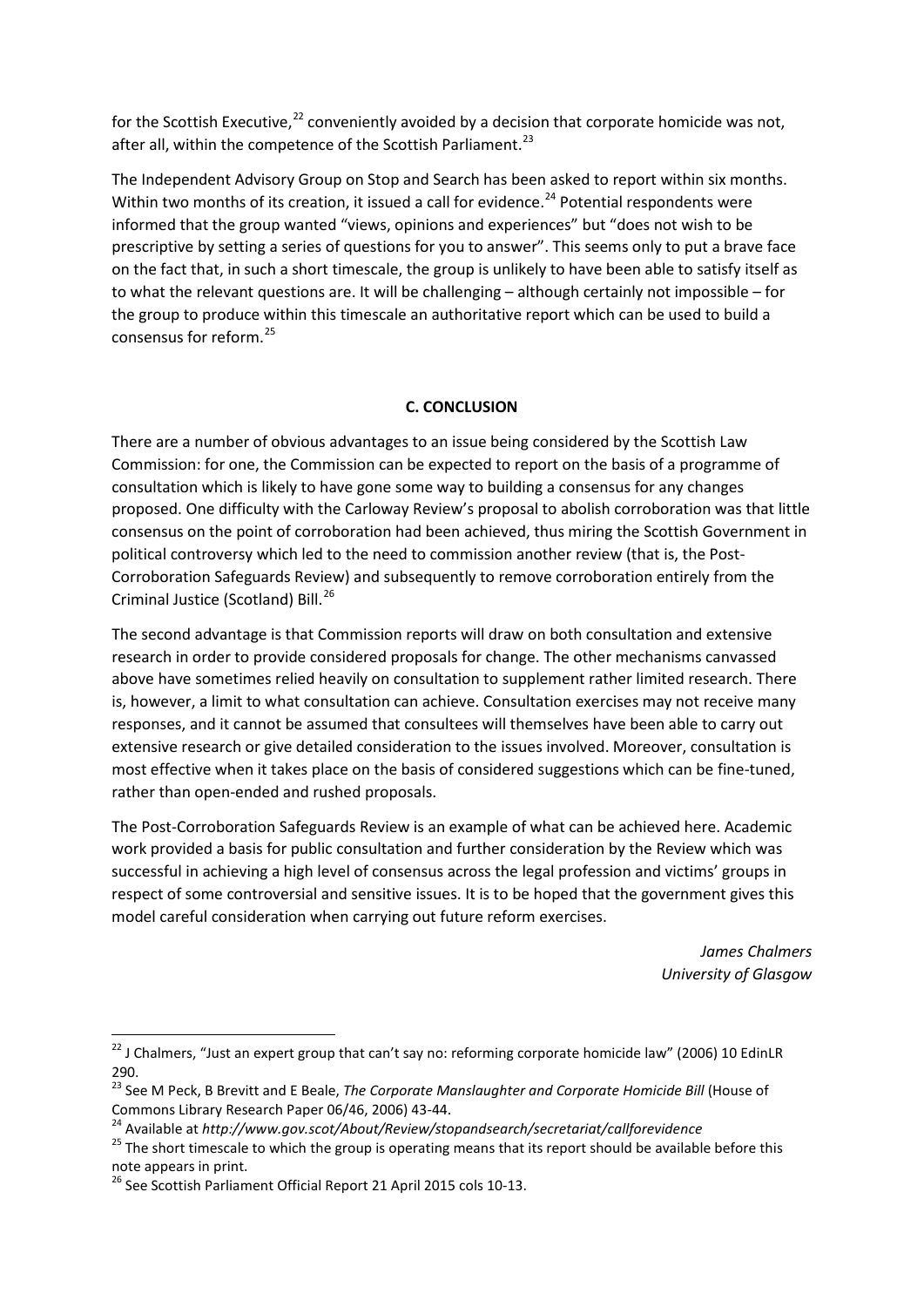for the Scottish Executive,[22] conveniently avoided by a decision that corporate homicide was not, after all, within the competence of the Scottish Parliament.[23]

The Independent Advisory Group on Stop and Search has been asked to report within six months. Within two months of its creation, it issued a call for evidence.[24] Potential respondents were informed that the group wanted "views, opinions and experiences" but "does not wish to be prescriptive by setting a series of questions for you to answer". This seems only to put a brave face on the fact that, in such a short timescale, the group is unlikely to have been able to satisfy itself as to what the relevant questions are. It will be challenging – although certainly not impossible – for the group to produce within this timescale an authoritative report which can be used to build a consensus for reform.[25]

## C. CONCLUSION

There are a number of obvious advantages to an issue being considered by the Scottish Law Commission: for one, the Commission can be expected to report on the basis of a programme of consultation which is likely to have gone some way to building a consensus for any changes proposed. One difficulty with the Carloway Review's proposal to abolish corroboration was that little consensus on the point of corroboration had been achieved, thus miring the Scottish Government in political controversy which led to the need to commission another review (that is, the Post-Corroboration Safeguards Review) and subsequently to remove corroboration entirely from the Criminal Justice (Scotland) Bill.[26]

The second advantage is that Commission reports will draw on both consultation and extensive research in order to provide considered proposals for change. The other mechanisms canvassed above have sometimes relied heavily on consultation to supplement rather limited research. There is, however, a limit to what consultation can achieve. Consultation exercises may not receive many responses, and it cannot be assumed that consultees will themselves have been able to carry out extensive research or give detailed consideration to the issues involved. Moreover, consultation is most effective when it takes place on the basis of considered suggestions which can be fine-tuned, rather than open-ended and rushed proposals.

The Post-Corroboration Safeguards Review is an example of what can be achieved here. Academic work provided a basis for public consultation and further consideration by the Review which was successful in achieving a high level of consensus across the legal profession and victims' groups in respect of some controversial and sensitive issues. It is to be hoped that the government gives this model careful consideration when carrying out future reform exercises.

*James Chalmers*
*University of Glasgow*

---

[22] J Chalmers, "Just an expert group that can't say no: reforming corporate homicide law" (2006) 10 EdinLR 290.

[23] See M Peck, B Brevitt and E Beale, *The Corporate Manslaughter and Corporate Homicide Bill* (House of Commons Library Research Paper 06/46, 2006) 43-44.

[24] Available at *http://www.gov.scot/About/Review/stopandsearch/secretariat/callforevidence*

[25] The short timescale to which the group is operating means that its report should be available before this note appears in print.

[26] See Scottish Parliament Official Report 21 April 2015 cols 10-13.